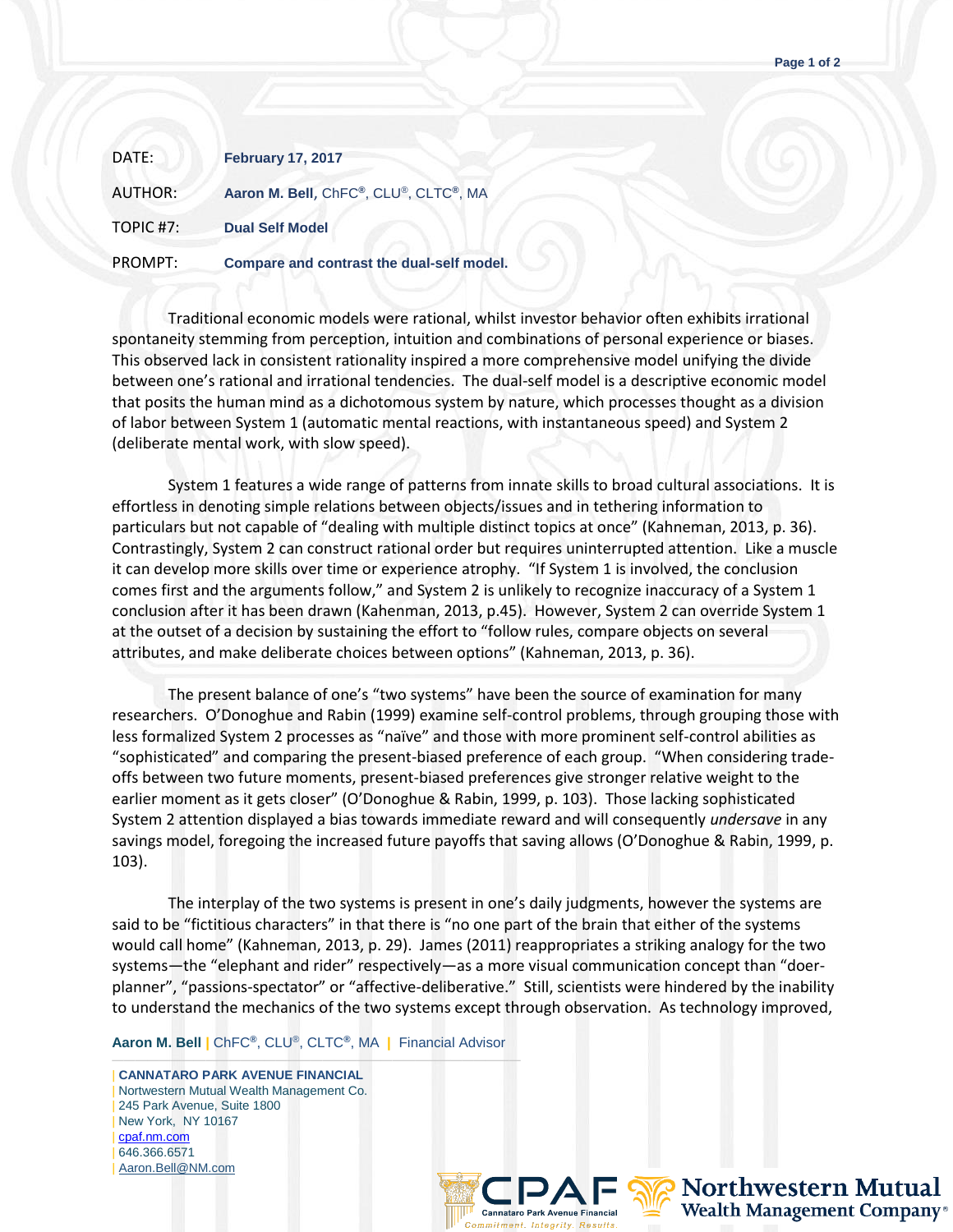| | |
|---|---|
| DATE: | **February 17, 2017** |
| AUTHOR: | **Aaron M. Bell**, ChFC®, CLU®, CLTC®, MA |
| TOPIC #7: | **Dual Self Model** |
| PROMPT: | **Compare and contrast the dual-self model.** |

Traditional economic models were rational, whilst investor behavior often exhibits irrational spontaneity stemming from perception, intuition and combinations of personal experience or biases. This observed lack in consistent rationality inspired a more comprehensive model unifying the divide between one's rational and irrational tendencies. The dual-self model is a descriptive economic model that posits the human mind as a dichotomous system by nature, which processes thought as a division of labor between System 1 (automatic mental reactions, with instantaneous speed) and System 2 (deliberate mental work, with slow speed).

System 1 features a wide range of patterns from innate skills to broad cultural associations. It is effortless in denoting simple relations between objects/issues and in tethering information to particulars but not capable of "dealing with multiple distinct topics at once" (Kahneman, 2013, p. 36). Contrastingly, System 2 can construct rational order but requires uninterrupted attention. Like a muscle it can develop more skills over time or experience atrophy. "If System 1 is involved, the conclusion comes first and the arguments follow," and System 2 is unlikely to recognize inaccuracy of a System 1 conclusion after it has been drawn (Kahenman, 2013, p.45). However, System 2 can override System 1 at the outset of a decision by sustaining the effort to "follow rules, compare objects on several attributes, and make deliberate choices between options" (Kahneman, 2013, p. 36).

The present balance of one's "two systems" have been the source of examination for many researchers. O'Donoghue and Rabin (1999) examine self-control problems, through grouping those with less formalized System 2 processes as "naïve" and those with more prominent self-control abilities as "sophisticated" and comparing the present-biased preference of each group. "When considering trade-offs between two future moments, present-biased preferences give stronger relative weight to the earlier moment as it gets closer" (O'Donoghue & Rabin, 1999, p. 103). Those lacking sophisticated System 2 attention displayed a bias towards immediate reward and will consequently *undersave* in any savings model, foregoing the increased future payoffs that saving allows (O'Donoghue & Rabin, 1999, p. 103).

The interplay of the two systems is present in one's daily judgments, however the systems are said to be "fictitious characters" in that there is "no one part of the brain that either of the systems would call home" (Kahneman, 2013, p. 29). James (2011) reappropriates a striking analogy for the two systems—the "elephant and rider" respectively—as a more visual communication concept than "doer-planner", "passions-spectator" or "affective-deliberative." Still, scientists were hindered by the inability to understand the mechanics of the two systems except through observation. As technology improved,

**Aaron M. Bell** | ChFC®, CLU®, CLTC®, MA | Financial Advisor

| **CANNATARO PARK AVENUE FINANCIAL**
| Nortwestern Mutual Wealth Management Co.
| 245 Park Avenue, Suite 1800
| New York, NY 10167
| cpaf.nm.com
| 646.366.6571
| Aaron.Bell@NM.com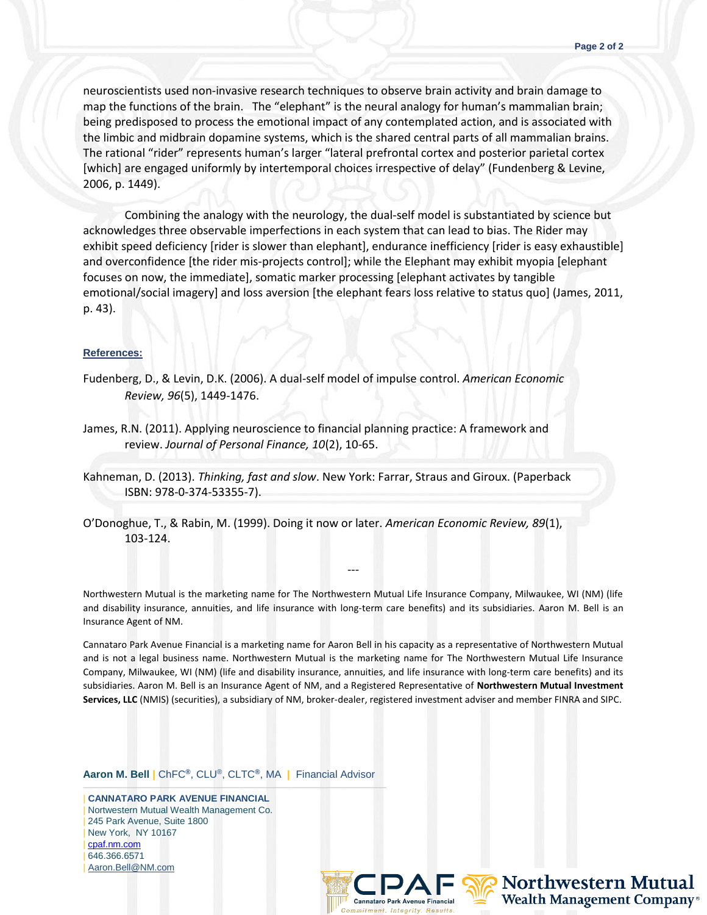neuroscientists used non-invasive research techniques to observe brain activity and brain damage to map the functions of the brain. The "elephant" is the neural analogy for human's mammalian brain; being predisposed to process the emotional impact of any contemplated action, and is associated with the limbic and midbrain dopamine systems, which is the shared central parts of all mammalian brains. The rational "rider" represents human's larger "lateral prefrontal cortex and posterior parietal cortex [which] are engaged uniformly by intertemporal choices irrespective of delay" (Fundenberg & Levine, 2006, p. 1449).

Combining the analogy with the neurology, the dual-self model is substantiated by science but acknowledges three observable imperfections in each system that can lead to bias. The Rider may exhibit speed deficiency [rider is slower than elephant], endurance inefficiency [rider is easy exhaustible] and overconfidence [the rider mis-projects control]; while the Elephant may exhibit myopia [elephant focuses on now, the immediate], somatic marker processing [elephant activates by tangible emotional/social imagery] and loss aversion [the elephant fears loss relative to status quo] (James, 2011, p. 43).

## References:

Fudenberg, D., & Levin, D.K. (2006). A dual-self model of impulse control. *American Economic Review, 96*(5), 1449-1476.

James, R.N. (2011). Applying neuroscience to financial planning practice: A framework and review. *Journal of Personal Finance, 10*(2), 10-65.

Kahneman, D. (2013). *Thinking, fast and slow*. New York: Farrar, Straus and Giroux. (Paperback ISBN: 978-0-374-53355-7).

O'Donoghue, T., & Rabin, M. (1999). Doing it now or later. *American Economic Review, 89*(1), 103-124.

---

Northwestern Mutual is the marketing name for The Northwestern Mutual Life Insurance Company, Milwaukee, WI (NM) (life and disability insurance, annuities, and life insurance with long-term care benefits) and its subsidiaries. Aaron M. Bell is an Insurance Agent of NM.

Cannataro Park Avenue Financial is a marketing name for Aaron Bell in his capacity as a representative of Northwestern Mutual and is not a legal business name. Northwestern Mutual is the marketing name for The Northwestern Mutual Life Insurance Company, Milwaukee, WI (NM) (life and disability insurance, annuities, and life insurance with long-term care benefits) and its subsidiaries. Aaron M. Bell is an Insurance Agent of NM, and a Registered Representative of **Northwestern Mutual Investment Services, LLC** (NMIS) (securities), a subsidiary of NM, broker-dealer, registered investment adviser and member FINRA and SIPC.

**Aaron M. Bell** | ChFC®, CLU®, CLTC®, MA | Financial Advisor

| **CANNATARO PARK AVENUE FINANCIAL**
| Nortwestern Mutual Wealth Management Co.
| 245 Park Avenue, Suite 1800
| New York, NY 10167
| cpaf.nm.com
| 646.366.6571
| Aaron.Bell@NM.com

CPAF Cannataro Park Avenue Financial
Commitment. Integrity. Results.

Northwestern Mutual Wealth Management Company®